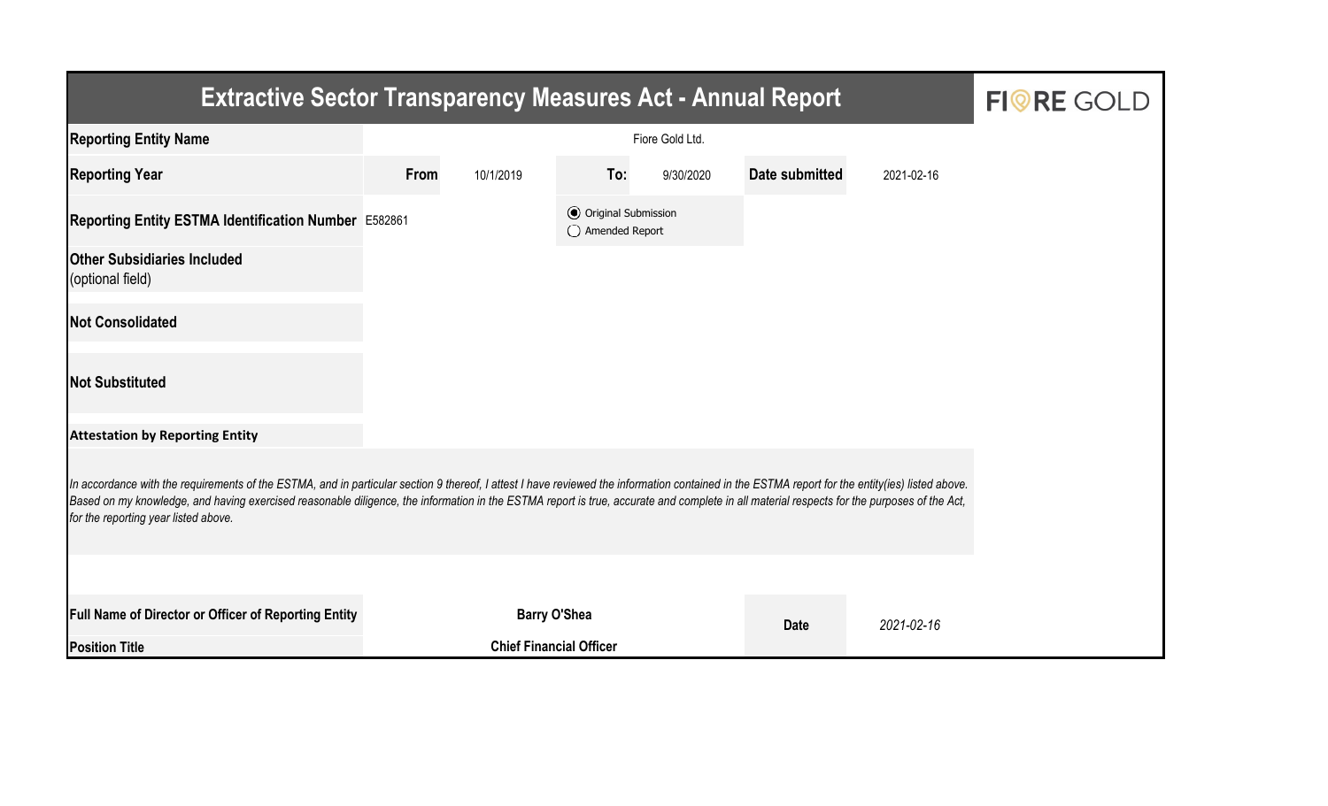# Extractive Sector Transparency Measures Act - Annual Report

FIORE GOLD

| Reporting Entity Name | Fiore Gold Ltd. | | | | |
|---|---|---|---|---|---|
| Reporting Year | From | 10/1/2019 | To: | 9/30/2020 | Date submitted: 2021-02-16 |
| Reporting Entity ESTMA Identification Number | E582861 | | ◉ Original Submission ◯ Amended Report | | |
| Other Subsidiaries Included (optional field) | | | | | |
| Not Consolidated | | | | | |
| Not Substituted | | | | | |

**Attestation by Reporting Entity**

*In accordance with the requirements of the ESTMA, and in particular section 9 thereof, I attest I have reviewed the information contained in the ESTMA report for the entity(ies) listed above. Based on my knowledge, and having exercised reasonable diligence, the information in the ESTMA report is true, accurate and complete in all material respects for the purposes of the Act, for the reporting year listed above.*

| | | | |
|---|---|---|---|
| Full Name of Director or Officer of Reporting Entity | **Barry O'Shea** | Date | *2021-02-16* |
| Position Title | **Chief Financial Officer** | | |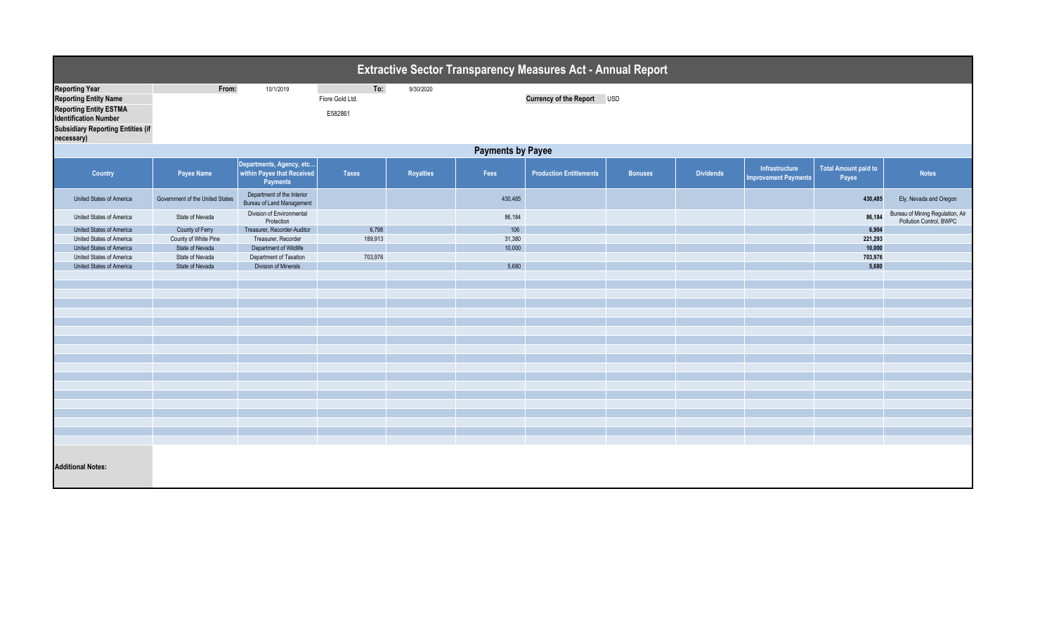# Extractive Sector Transparency Measures Act - Annual Report

| | | | | |
|---|---|---|---|---|
| **Reporting Year** | From: | 10/1/2019 | To: | 9/30/2020 |
| **Reporting Entity Name** | | Fiore Gold Ltd. | | |
| **Reporting Entity ESTMA Identification Number** | | E582861 | | |
| **Subsidiary Reporting Entities (if necessary)** | | | | |

**Currency of the Report** USD

## Payments by Payee

| Country | Payee Name | Departments, Agency, etc… within Payee that Received Payments | Taxes | Royalties | Fees | Production Entitlements | Bonuses | Dividends | Infrastructure Improvement Payments | Total Amount paid to Payee | Notes |
|---|---|---|---|---|---|---|---|---|---|---|---|
| United States of America | Government of the United States | Department of the Interior Bureau of Land Management | | | 430,485 | | | | | **430,485** | Ely, Nevada and Oregon |
| United States of America | State of Nevada | Division of Environmental Protection | | | 86,184 | | | | | **86,184** | Bureau of Mining Regulation, Air Pollution Control, BWPC |
| United States of America | County of Ferry | Treasurer, Recorder-Auditor | 6,798 | | 106 | | | | | **6,904** | |
| United States of America | County of White Pine | Treasurer, Recorder | 189,913 | | 31,380 | | | | | **221,293** | |
| United States of America | State of Nevada | Department of Wildlife | | | 10,000 | | | | | **10,000** | |
| United States of America | State of Nevada | Department of Taxation | 703,976 | | | | | | | **703,976** | |
| United States of America | State of Nevada | Division of Minerals | | | 5,680 | | | | | **5,680** | |

**Additional Notes:**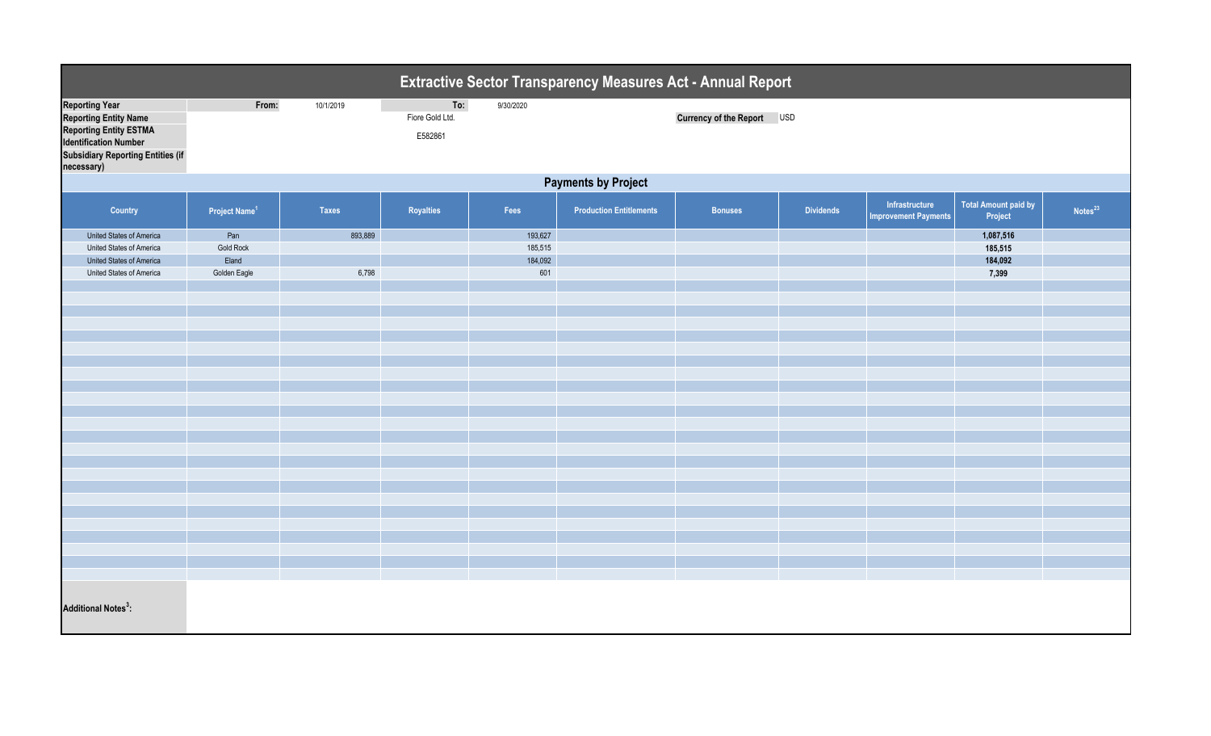# Extractive Sector Transparency Measures Act - Annual Report

| | | | | | |
|---|---|---|---|---|---|
| **Reporting Year** | **From:** | 10/1/2019 | **To:** | 9/30/2020 | |
| **Reporting Entity Name** | | | Fiore Gold Ltd. | | **Currency of the Report** USD |
| **Reporting Entity ESTMA Identification Number** | | | E582861 | | |
| **Subsidiary Reporting Entities (if necessary)** | | | | | |

## Payments by Project

| Country | Project Name[1] | Taxes | Royalties | Fees | Production Entitlements | Bonuses | Dividends | Infrastructure Improvement Payments | Total Amount paid by Project | Notes[23] |
|---|---|---|---|---|---|---|---|---|---|---|
| United States of America | Pan | 893,889 | | 193,627 | | | | | **1,087,516** | |
| United States of America | Gold Rock | | | 185,515 | | | | | **185,515** | |
| United States of America | Eland | | | 184,092 | | | | | **184,092** | |
| United States of America | Golden Eagle | 6,798 | | 601 | | | | | **7,399** | |

**Additional Notes[3]:**